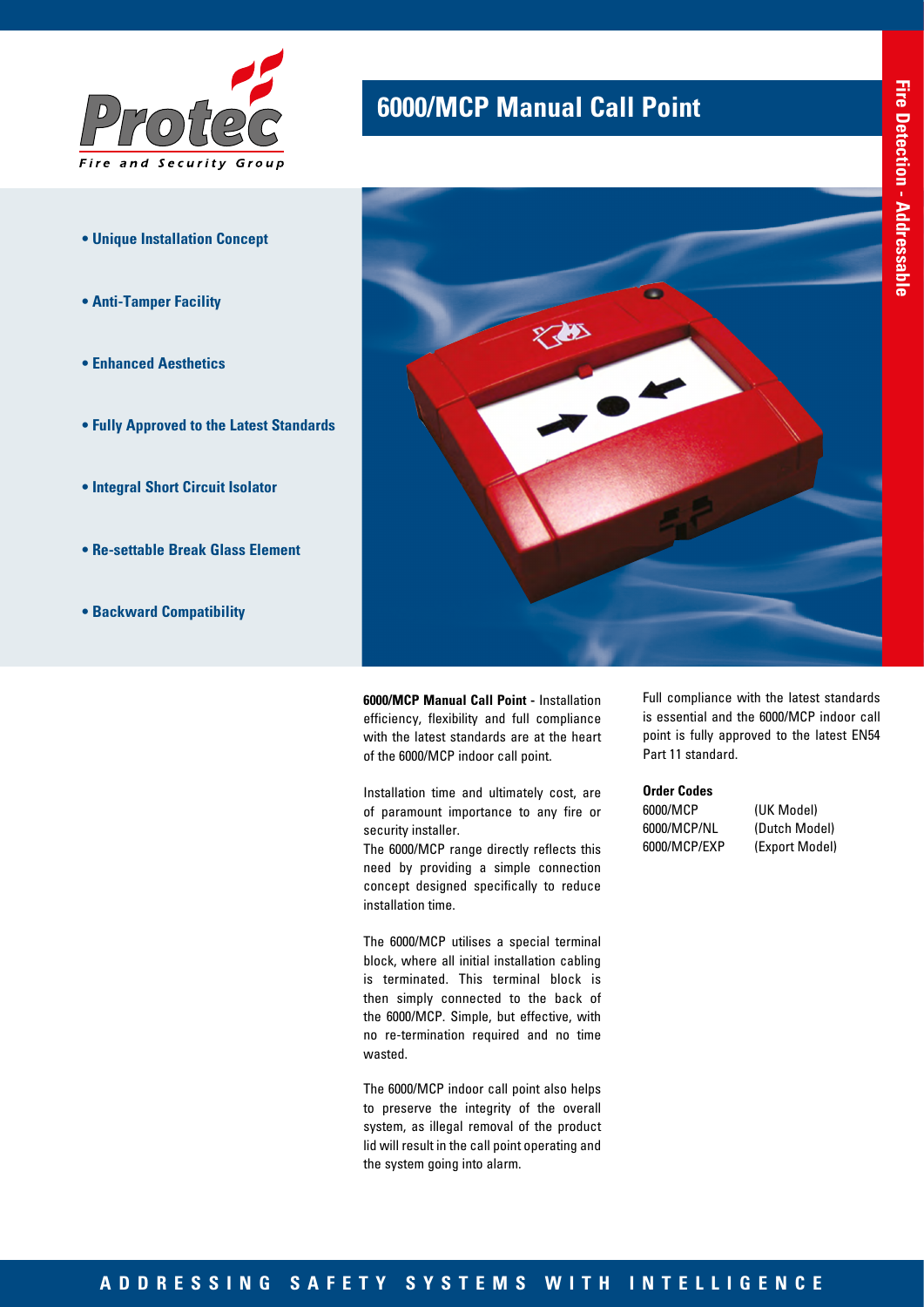# 6000/MCP Manual Call Point

Fire Detection - Addressable

- **Unique Installation Concept**
- **Anti-Tamper Facility**
- **Enhanced Aesthetics**
- **Fully Approved to the Latest Standards**
- **Integral Short Circuit Isolator**
- **Re-settable Break Glass Element**
- **Backward Compatibility**

**6000/MCP Manual Call Point -** Installation efficiency, flexibility and full compliance with the latest standards are at the heart of the 6000/MCP indoor call point.

Installation time and ultimately cost, are of paramount importance to any fire or security installer.
The 6000/MCP range directly reflects this need by providing a simple connection concept designed specifically to reduce installation time.

The 6000/MCP utilises a special terminal block, where all initial installation cabling is terminated. This terminal block is then simply connected to the back of the 6000/MCP. Simple, but effective, with no re-termination required and no time wasted.

The 6000/MCP indoor call point also helps to preserve the integrity of the overall system, as illegal removal of the product lid will result in the call point operating and the system going into alarm.

Full compliance with the latest standards is essential and the 6000/MCP indoor call point is fully approved to the latest EN54 Part 11 standard.

**Order Codes**

| | |
|---|---|
| 6000/MCP | (UK Model) |
| 6000/MCP/NL | (Dutch Model) |
| 6000/MCP/EXP | (Export Model) |

ADDRESSING SAFETY SYSTEMS WITH INTELLIGENCE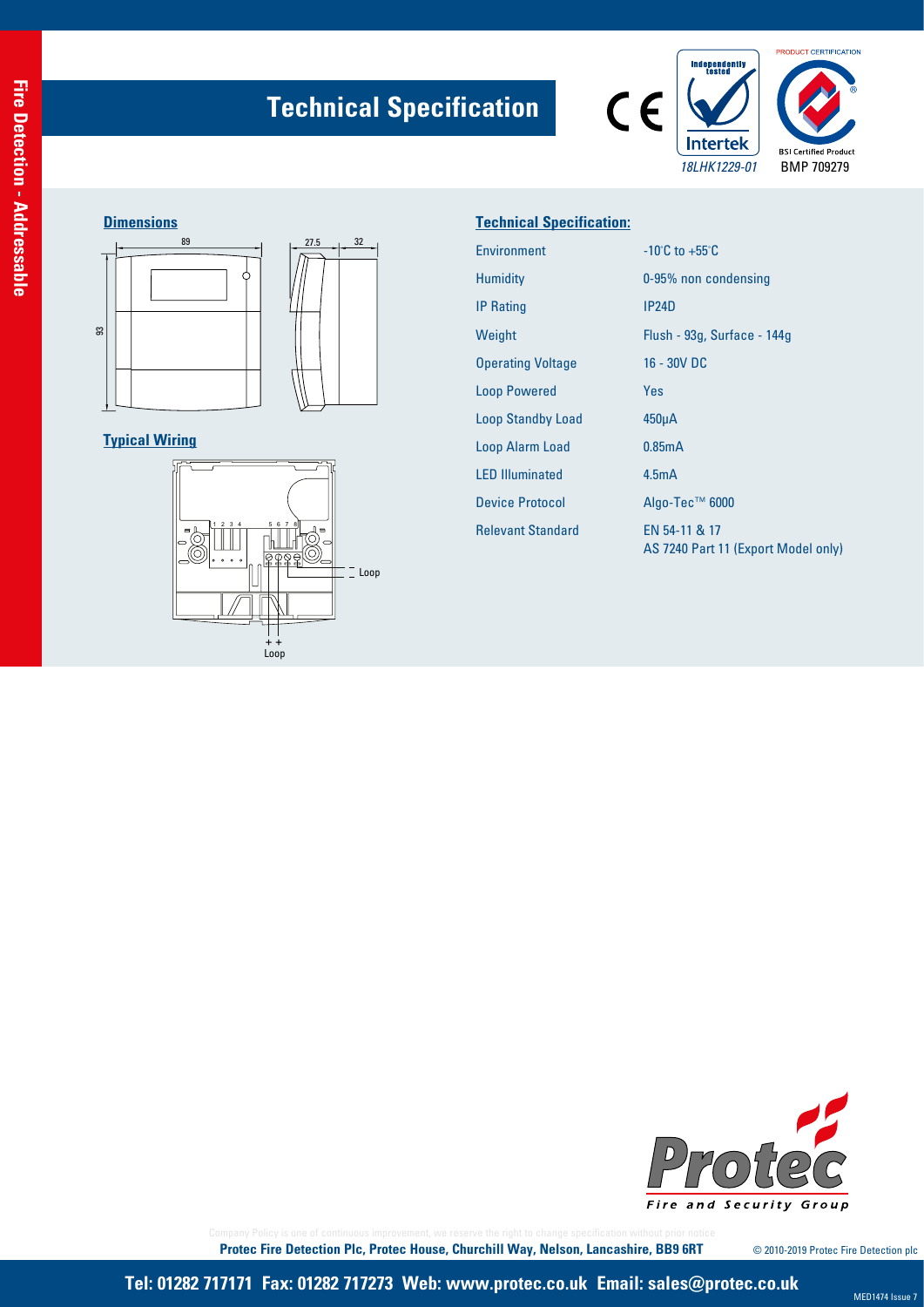# Technical Specification

18LHK1229-01

BMP 709279

## Dimensions

89

93

27.5

32

## Typical Wiring

1 2 3 4

5 6 7 8

Loop

\+ +
Loop

## Technical Specification:

| | |
|---|---|
| Environment | -10°C to +55°C |
| Humidity | 0-95% non condensing |
| IP Rating | IP24D |
| Weight | Flush - 93g, Surface - 144g |
| Operating Voltage | 16 - 30V DC |
| Loop Powered | Yes |
| Loop Standby Load | 450µA |
| Loop Alarm Load | 0.85mA |
| LED Illuminated | 4.5mA |
| Device Protocol | Algo-Tec™ 6000 |
| Relevant Standard | EN 54-11 & 17<br>AS 7240 Part 11 (Export Model only) |

Company Policy is one of continuous improvement, we reserve the right to change specification without prior notice

**Protec Fire Detection Plc, Protec House, Churchill Way, Nelson, Lancashire, BB9 6RT**

© 2010-2019 Protec Fire Detection plc

**Tel: 01282 717171 Fax: 01282 717273 Web: www.protec.co.uk Email: sales@protec.co.uk**

MED1474 Issue 7